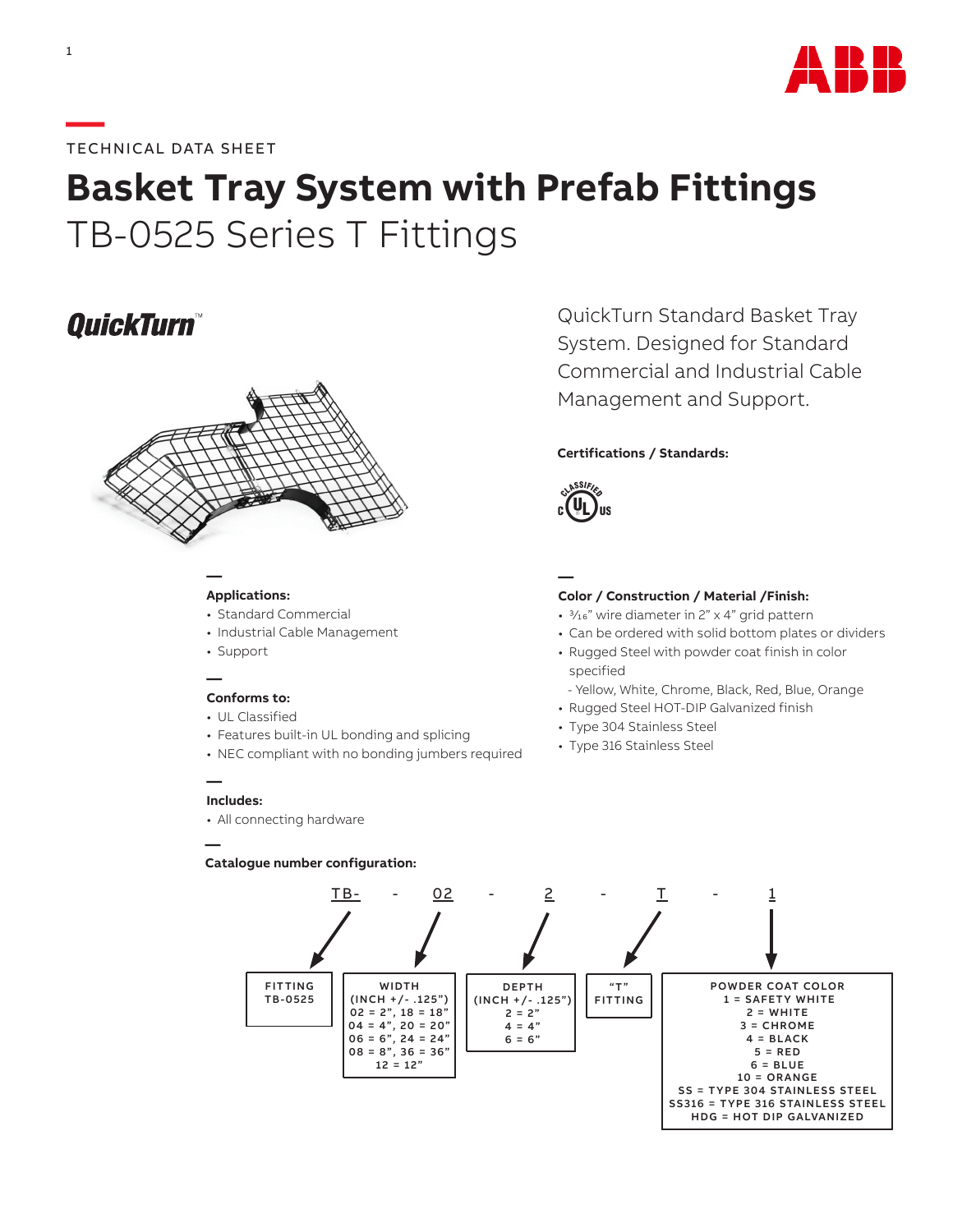TECHNICAL DATA SHEET

# Basket Tray System with Prefab Fittings

## TB-0525 Series T Fittings

QuickTurn™

QuickTurn Standard Basket Tray System. Designed for Standard Commercial and Industrial Cable Management and Support.

**Certifications / Standards:**

CLASSIFIED c UL US

**Applications:**

- Standard Commercial
- Industrial Cable Management
- Support

**Conforms to:**

- UL Classified
- Features built-in UL bonding and splicing
- NEC compliant with no bonding jumbers required

**Includes:**

- All connecting hardware

**Color / Construction / Material /Finish:**

- 3⁄16" wire diameter in 2" x 4" grid pattern
- Can be ordered with solid bottom plates or dividers
- Rugged Steel with powder coat finish in color specified
  - Yellow, White, Chrome, Black, Red, Blue, Orange
- Rugged Steel HOT-DIP Galvanized finish
- Type 304 Stainless Steel
- Type 316 Stainless Steel

**Catalogue number configuration:**

TB- - 02 - 2 - T - 1

| FITTING | WIDTH (INCH +/- .125") | DEPTH (INCH +/- .125") | "T" FITTING | POWDER COAT COLOR |
|---|---|---|---|---|
| TB-0525 | 02 = 2", 18 = 18" | 2 = 2" | | 1 = SAFETY WHITE |
| | 04 = 4", 20 = 20" | 4 = 4" | | 2 = WHITE |
| | 06 = 6", 24 = 24" | 6 = 6" | | 3 = CHROME |
| | 08 = 8", 36 = 36" | | | 4 = BLACK |
| | 12 = 12" | | | 5 = RED |
| | | | | 6 = BLUE |
| | | | | 10 = ORANGE |
| | | | | SS = TYPE 304 STAINLESS STEEL |
| | | | | SS316 = TYPE 316 STAINLESS STEEL |
| | | | | HDG = HOT DIP GALVANIZED |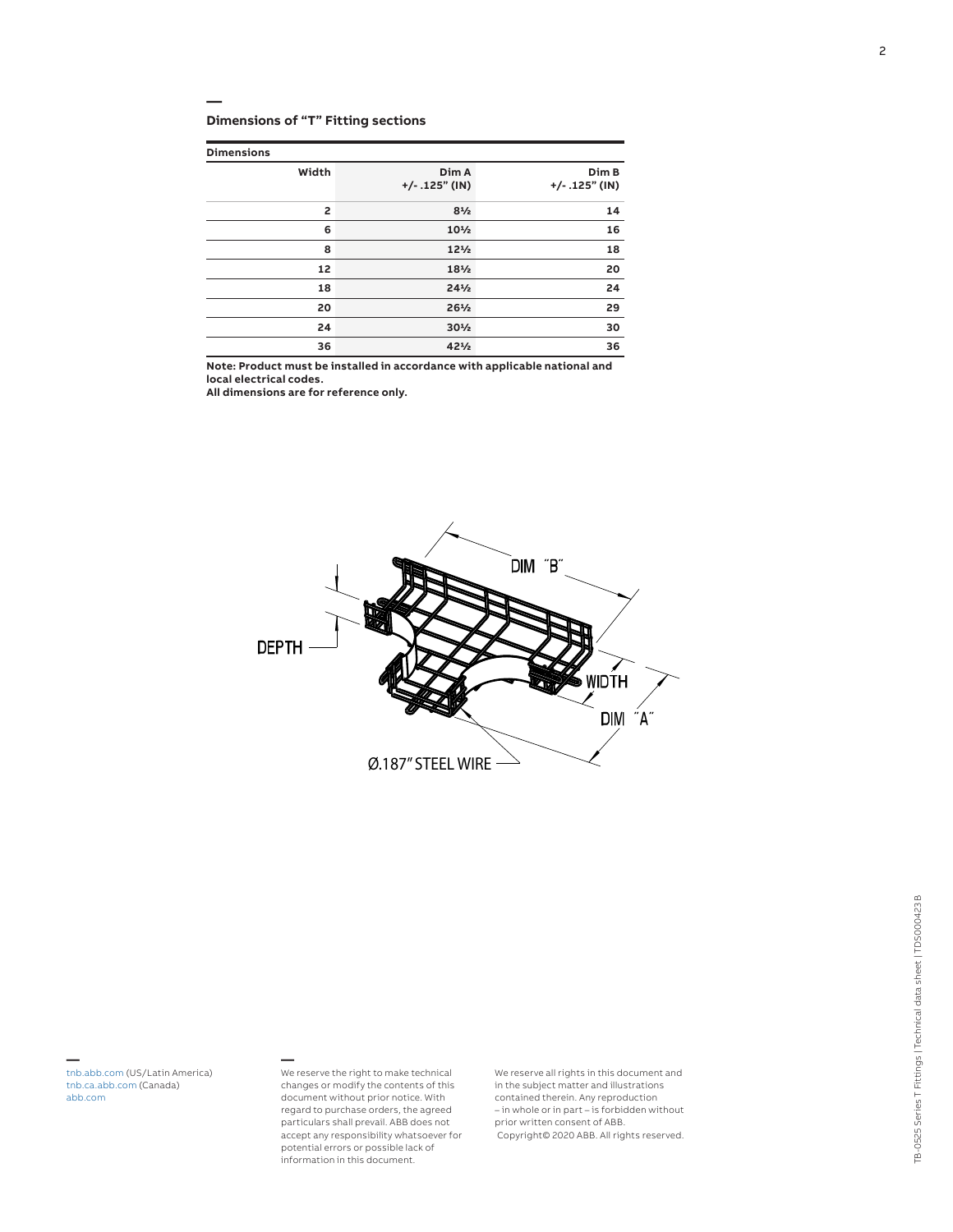## Dimensions of “T” Fitting sections

| Dimensions | | |
|---|---|---|
| Width | Dim A +/- .125" (IN) | Dim B +/- .125" (IN) |
| 2 | 8½ | 14 |
| 6 | 10½ | 16 |
| 8 | 12½ | 18 |
| 12 | 18½ | 20 |
| 18 | 24½ | 24 |
| 20 | 26½ | 29 |
| 24 | 30½ | 30 |
| 36 | 42½ | 36 |

**Note: Product must be installed in accordance with applicable national and local electrical codes.**
**All dimensions are for reference only.**

DIM "B"
DEPTH
WIDTH
DIM "A"
Ø.187" STEEL WIRE

tnb.abb.com (US/Latin America)
tnb.ca.abb.com (Canada)
abb.com

We reserve the right to make technical changes or modify the contents of this document without prior notice. With regard to purchase orders, the agreed particulars shall prevail. ABB does not accept any responsibility whatsoever for potential errors or possible lack of information in this document.

We reserve all rights in this document and in the subject matter and illustrations contained therein. Any reproduction – in whole or in part – is forbidden without prior written consent of ABB.
Copyright© 2020 ABB. All rights reserved.

TB-0525 Series T Fittings | Technical data sheet | TDS000423B